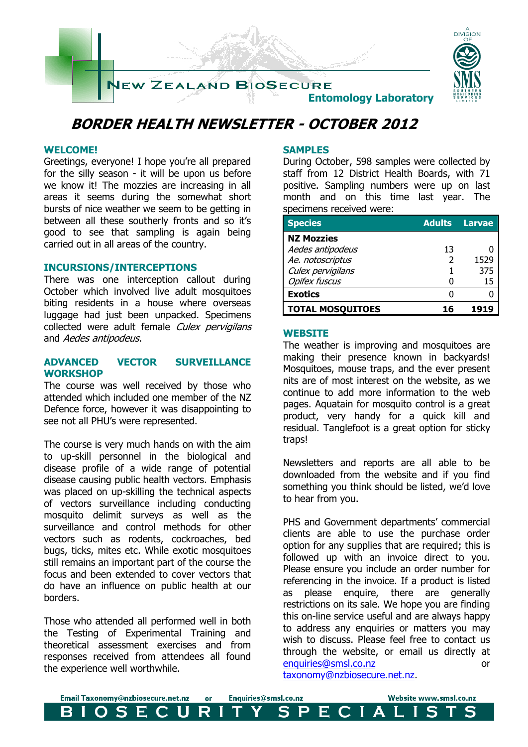NEW ZEALAND BIOSECURE

Entomology Laboratory

A DIVISION OF SMS SOUTHERN MONITORING SERVICES LIMITED

# BORDER HEALTH NEWSLETTER - OCTOBER 2012

## WELCOME!

Greetings, everyone! I hope you're all prepared for the silly season - it will be upon us before we know it! The mozzies are increasing in all areas it seems during the somewhat short bursts of nice weather we seem to be getting in between all these southerly fronts and so it's good to see that sampling is again being carried out in all areas of the country.

## INCURSIONS/INTERCEPTIONS

There was one interception callout during October which involved live adult mosquitoes biting residents in a house where overseas luggage had just been unpacked. Specimens collected were adult female *Culex pervigilans* and *Aedes antipodeus*.

## ADVANCED VECTOR SURVEILLANCE WORKSHOP

The course was well received by those who attended which included one member of the NZ Defence force, however it was disappointing to see not all PHU's were represented.

The course is very much hands on with the aim to up-skill personnel in the biological and disease profile of a wide range of potential disease causing public health vectors. Emphasis was placed on up-skilling the technical aspects of vectors surveillance including conducting mosquito delimit surveys as well as the surveillance and control methods for other vectors such as rodents, cockroaches, bed bugs, ticks, mites etc. While exotic mosquitoes still remains an important part of the course the focus and been extended to cover vectors that do have an influence on public health at our borders.

Those who attended all performed well in both the Testing of Experimental Training and theoretical assessment exercises and from responses received from attendees all found the experience well worthwhile.

## SAMPLES

During October, 598 samples were collected by staff from 12 District Health Boards, with 71 positive. Sampling numbers were up on last month and on this time last year. The specimens received were:

| Species | Adults | Larvae |
|---|---|---|
| **NZ Mozzies** | | |
| *Aedes antipodeus* | 13 | 0 |
| *Ae. notoscriptus* | 2 | 1529 |
| *Culex pervigilans* | 1 | 375 |
| *Opifex fuscus* | 0 | 15 |
| **Exotics** | 0 | 0 |
| **TOTAL MOSQUITOES** | **16** | **1919** |

## WEBSITE

The weather is improving and mosquitoes are making their presence known in backyards! Mosquitoes, mouse traps, and the ever present nits are of most interest on the website, as we continue to add more information to the web pages. Aquatain for mosquito control is a great product, very handy for a quick kill and residual. Tanglefoot is a great option for sticky traps!

Newsletters and reports are all able to be downloaded from the website and if you find something you think should be listed, we'd love to hear from you.

PHS and Government departments' commercial clients are able to use the purchase order option for any supplies that are required; this is followed up with an invoice direct to you. Please ensure you include an order number for referencing in the invoice. If a product is listed as please enquire, there are generally restrictions on its sale. We hope you are finding this on-line service useful and are always happy to address any enquiries or matters you may wish to discuss. Please feel free to contact us through the website, or email us directly at enquiries@smsl.co.nz or taxonomy@nzbiosecure.net.nz.

Email Taxonomy@nzbiosecure.net.nz or Enquiries@smsl.co.nz Website www.smsl.co.nz

BIOSECURITY SPECIALISTS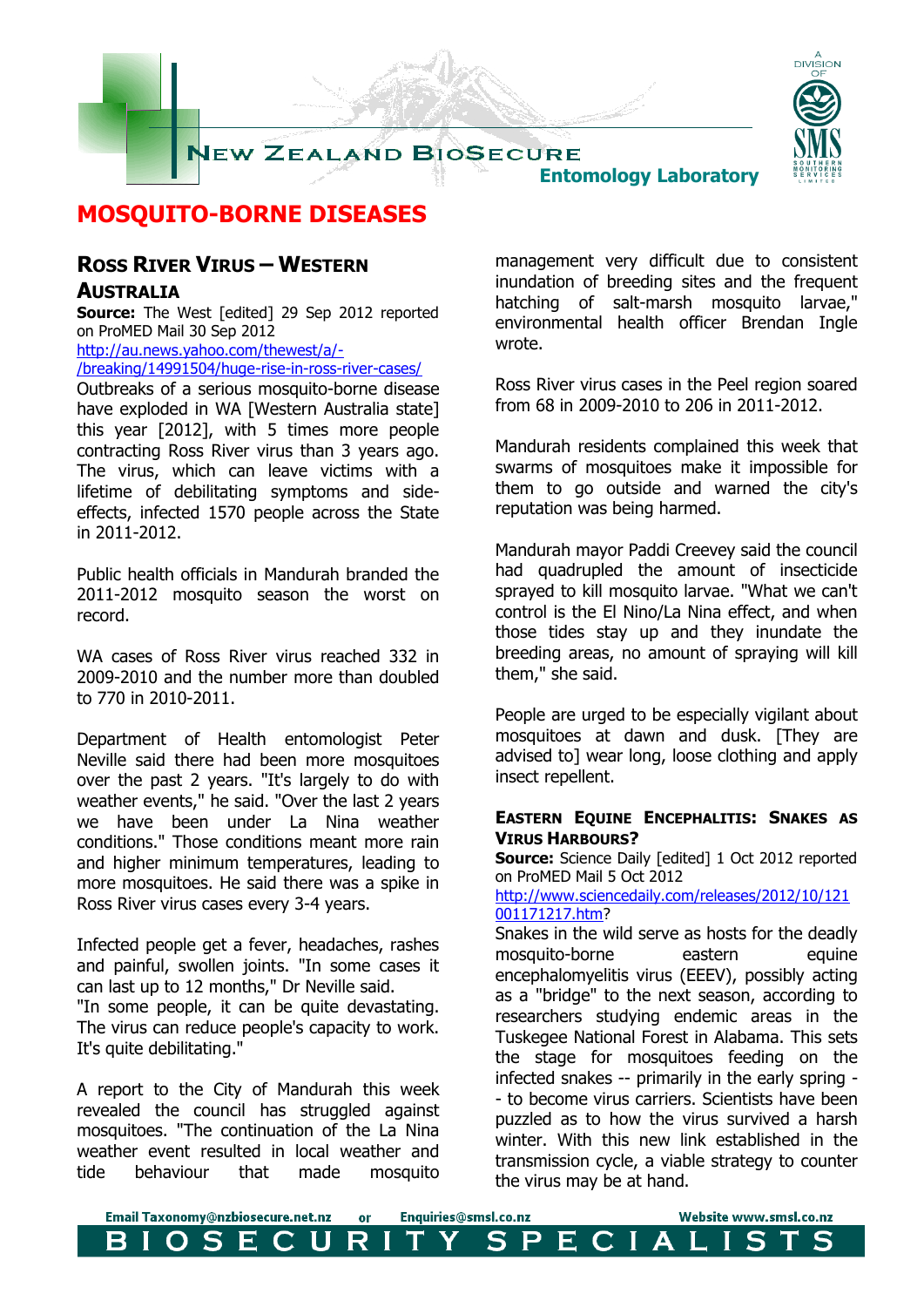# MOSQUITO-BORNE DISEASES

## Ross River Virus – Western Australia

**Source:** The West [edited] 29 Sep 2012 reported on ProMED Mail 30 Sep 2012
http://au.news.yahoo.com/thewest/a/-/breaking/14991504/huge-rise-in-ross-river-cases/

Outbreaks of a serious mosquito-borne disease have exploded in WA [Western Australia state] this year [2012], with 5 times more people contracting Ross River virus than 3 years ago. The virus, which can leave victims with a lifetime of debilitating symptoms and side-effects, infected 1570 people across the State in 2011-2012.

Public health officials in Mandurah branded the 2011-2012 mosquito season the worst on record.

WA cases of Ross River virus reached 332 in 2009-2010 and the number more than doubled to 770 in 2010-2011.

Department of Health entomologist Peter Neville said there had been more mosquitoes over the past 2 years. "It's largely to do with weather events," he said. "Over the last 2 years we have been under La Nina weather conditions." Those conditions meant more rain and higher minimum temperatures, leading to more mosquitoes. He said there was a spike in Ross River virus cases every 3-4 years.

Infected people get a fever, headaches, rashes and painful, swollen joints. "In some cases it can last up to 12 months," Dr Neville said.
"In some people, it can be quite devastating. The virus can reduce people's capacity to work. It's quite debilitating."

A report to the City of Mandurah this week revealed the council has struggled against mosquitoes. "The continuation of the La Nina weather event resulted in local weather and tide behaviour that made mosquito management very difficult due to consistent inundation of breeding sites and the frequent hatching of salt-marsh mosquito larvae," environmental health officer Brendan Ingle wrote.

Ross River virus cases in the Peel region soared from 68 in 2009-2010 to 206 in 2011-2012.

Mandurah residents complained this week that swarms of mosquitoes make it impossible for them to go outside and warned the city's reputation was being harmed.

Mandurah mayor Paddi Creevey said the council had quadrupled the amount of insecticide sprayed to kill mosquito larvae. "What we can't control is the El Nino/La Nina effect, and when those tides stay up and they inundate the breeding areas, no amount of spraying will kill them," she said.

People are urged to be especially vigilant about mosquitoes at dawn and dusk. [They are advised to] wear long, loose clothing and apply insect repellent.

## Eastern Equine Encephalitis: Snakes as Virus Harbours?

**Source:** Science Daily [edited] 1 Oct 2012 reported on ProMED Mail 5 Oct 2012
http://www.sciencedaily.com/releases/2012/10/121001171217.htm?

Snakes in the wild serve as hosts for the deadly mosquito-borne eastern equine encephalomyelitis virus (EEEV), possibly acting as a "bridge" to the next season, according to researchers studying endemic areas in the Tuskegee National Forest in Alabama. This sets the stage for mosquitoes feeding on the infected snakes -- primarily in the early spring -- to become virus carriers. Scientists have been puzzled as to how the virus survived a harsh winter. With this new link established in the transmission cycle, a viable strategy to counter the virus may be at hand.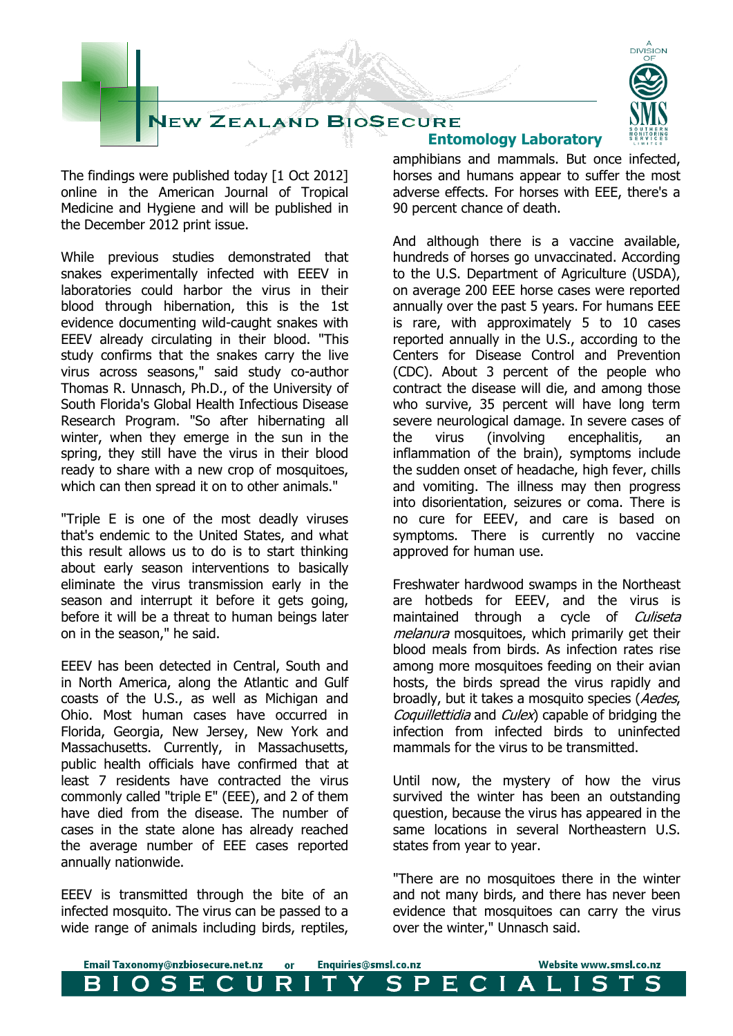The findings were published today [1 Oct 2012] online in the American Journal of Tropical Medicine and Hygiene and will be published in the December 2012 print issue.

While previous studies demonstrated that snakes experimentally infected with EEEV in laboratories could harbor the virus in their blood through hibernation, this is the 1st evidence documenting wild-caught snakes with EEEV already circulating in their blood. "This study confirms that the snakes carry the live virus across seasons," said study co-author Thomas R. Unnasch, Ph.D., of the University of South Florida's Global Health Infectious Disease Research Program. "So after hibernating all winter, when they emerge in the sun in the spring, they still have the virus in their blood ready to share with a new crop of mosquitoes, which can then spread it on to other animals."

"Triple E is one of the most deadly viruses that's endemic to the United States, and what this result allows us to do is to start thinking about early season interventions to basically eliminate the virus transmission early in the season and interrupt it before it gets going, before it will be a threat to human beings later on in the season," he said.

EEEV has been detected in Central, South and in North America, along the Atlantic and Gulf coasts of the U.S., as well as Michigan and Ohio. Most human cases have occurred in Florida, Georgia, New Jersey, New York and Massachusetts. Currently, in Massachusetts, public health officials have confirmed that at least 7 residents have contracted the virus commonly called "triple E" (EEE), and 2 of them have died from the disease. The number of cases in the state alone has already reached the average number of EEE cases reported annually nationwide.

EEEV is transmitted through the bite of an infected mosquito. The virus can be passed to a wide range of animals including birds, reptiles, amphibians and mammals. But once infected, horses and humans appear to suffer the most adverse effects. For horses with EEE, there's a 90 percent chance of death.

And although there is a vaccine available, hundreds of horses go unvaccinated. According to the U.S. Department of Agriculture (USDA), on average 200 EEE horse cases were reported annually over the past 5 years. For humans EEE is rare, with approximately 5 to 10 cases reported annually in the U.S., according to the Centers for Disease Control and Prevention (CDC). About 3 percent of the people who contract the disease will die, and among those who survive, 35 percent will have long term severe neurological damage. In severe cases of the virus (involving encephalitis, an inflammation of the brain), symptoms include the sudden onset of headache, high fever, chills and vomiting. The illness may then progress into disorientation, seizures or coma. There is no cure for EEEV, and care is based on symptoms. There is currently no vaccine approved for human use.

Freshwater hardwood swamps in the Northeast are hotbeds for EEEV, and the virus is maintained through a cycle of *Culiseta melanura* mosquitoes, which primarily get their blood meals from birds. As infection rates rise among more mosquitoes feeding on their avian hosts, the birds spread the virus rapidly and broadly, but it takes a mosquito species (*Aedes*, *Coquillettidia* and *Culex*) capable of bridging the infection from infected birds to uninfected mammals for the virus to be transmitted.

Until now, the mystery of how the virus survived the winter has been an outstanding question, because the virus has appeared in the same locations in several Northeastern U.S. states from year to year.

"There are no mosquitoes there in the winter and not many birds, and there has never been evidence that mosquitoes can carry the virus over the winter," Unnasch said.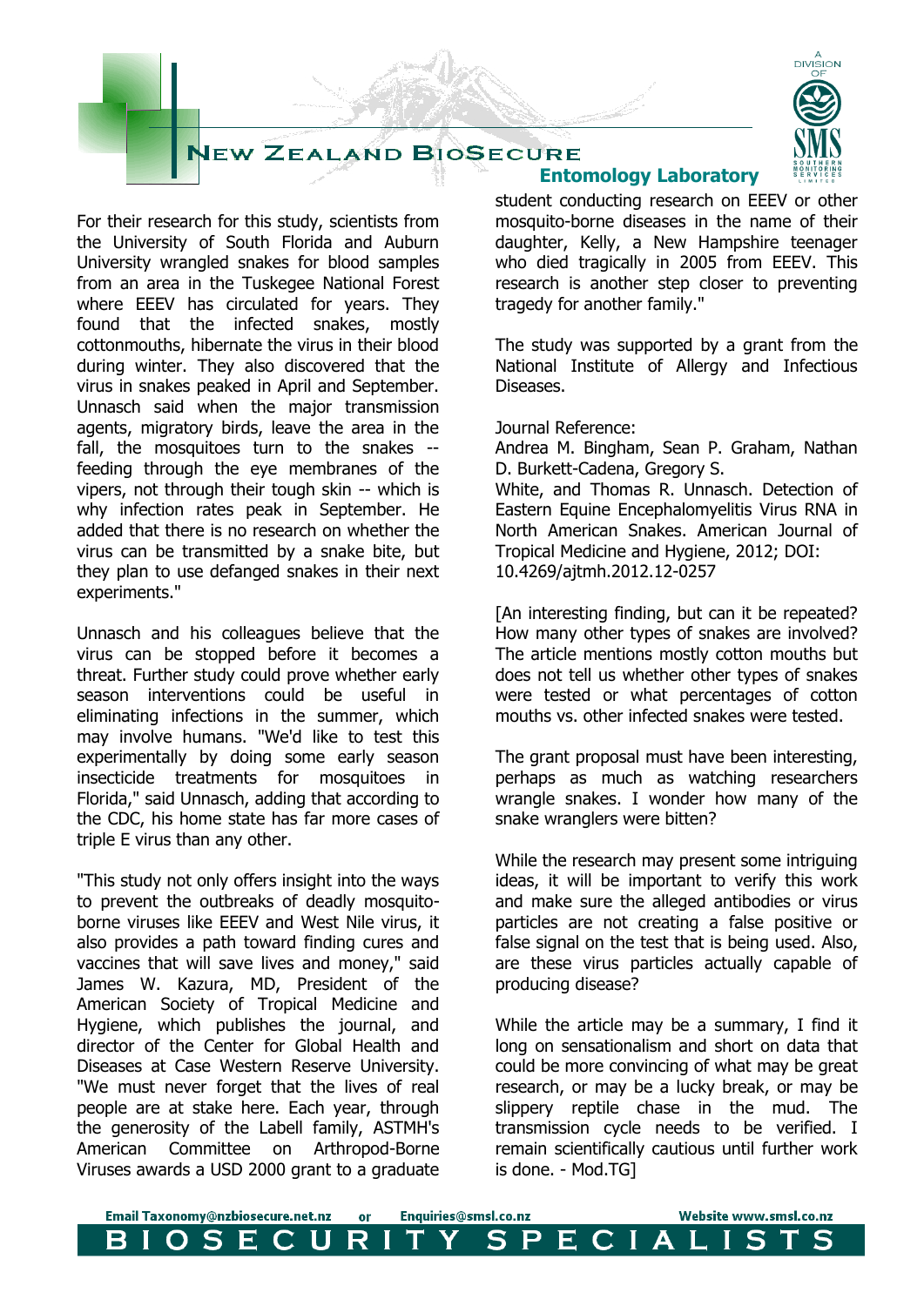For their research for this study, scientists from the University of South Florida and Auburn University wrangled snakes for blood samples from an area in the Tuskegee National Forest where EEEV has circulated for years. They found that the infected snakes, mostly cottonmouths, hibernate the virus in their blood during winter. They also discovered that the virus in snakes peaked in April and September. Unnasch said when the major transmission agents, migratory birds, leave the area in the fall, the mosquitoes turn to the snakes -- feeding through the eye membranes of the vipers, not through their tough skin -- which is why infection rates peak in September. He added that there is no research on whether the virus can be transmitted by a snake bite, but they plan to use defanged snakes in their next experiments."

Unnasch and his colleagues believe that the virus can be stopped before it becomes a threat. Further study could prove whether early season interventions could be useful in eliminating infections in the summer, which may involve humans. "We'd like to test this experimentally by doing some early season insecticide treatments for mosquitoes in Florida," said Unnasch, adding that according to the CDC, his home state has far more cases of triple E virus than any other.

"This study not only offers insight into the ways to prevent the outbreaks of deadly mosquito-borne viruses like EEEV and West Nile virus, it also provides a path toward finding cures and vaccines that will save lives and money," said James W. Kazura, MD, President of the American Society of Tropical Medicine and Hygiene, which publishes the journal, and director of the Center for Global Health and Diseases at Case Western Reserve University. "We must never forget that the lives of real people are at stake here. Each year, through the generosity of the Labell family, ASTMH's American Committee on Arthropod-Borne Viruses awards a USD 2000 grant to a graduate student conducting research on EEEV or other mosquito-borne diseases in the name of their daughter, Kelly, a New Hampshire teenager who died tragically in 2005 from EEEV. This research is another step closer to preventing tragedy for another family."

The study was supported by a grant from the National Institute of Allergy and Infectious Diseases.

Journal Reference:
Andrea M. Bingham, Sean P. Graham, Nathan D. Burkett-Cadena, Gregory S.
White, and Thomas R. Unnasch. Detection of Eastern Equine Encephalomyelitis Virus RNA in North American Snakes. American Journal of Tropical Medicine and Hygiene, 2012; DOI: 10.4269/ajtmh.2012.12-0257

[An interesting finding, but can it be repeated? How many other types of snakes are involved? The article mentions mostly cotton mouths but does not tell us whether other types of snakes were tested or what percentages of cotton mouths vs. other infected snakes were tested.

The grant proposal must have been interesting, perhaps as much as watching researchers wrangle snakes. I wonder how many of the snake wranglers were bitten?

While the research may present some intriguing ideas, it will be important to verify this work and make sure the alleged antibodies or virus particles are not creating a false positive or false signal on the test that is being used. Also, are these virus particles actually capable of producing disease?

While the article may be a summary, I find it long on sensationalism and short on data that could be more convincing of what may be great research, or may be a lucky break, or may be slippery reptile chase in the mud. The transmission cycle needs to be verified. I remain scientifically cautious until further work is done. - Mod.TG]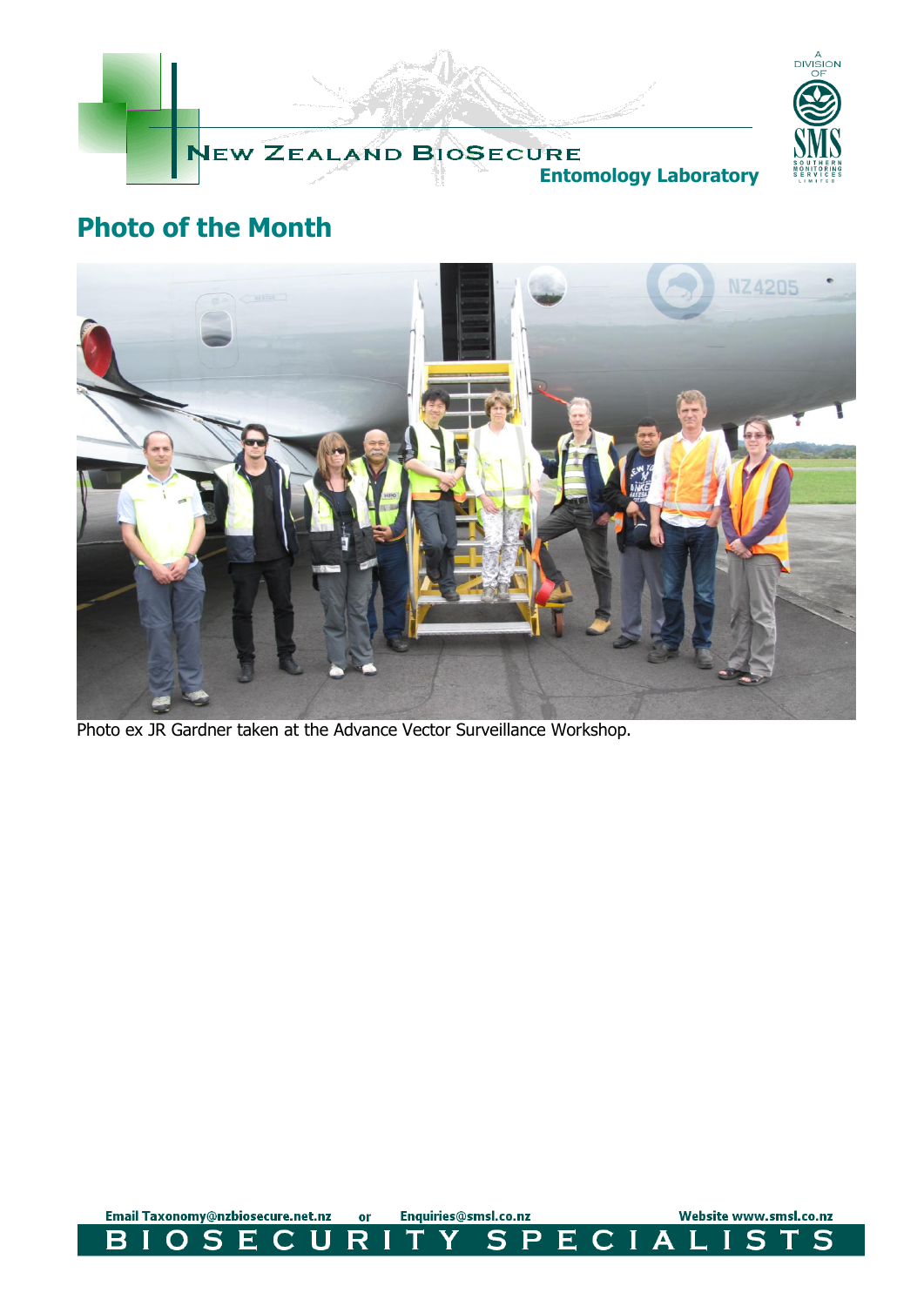## Photo of the Month

Photo ex JR Gardner taken at the Advance Vector Surveillance Workshop.